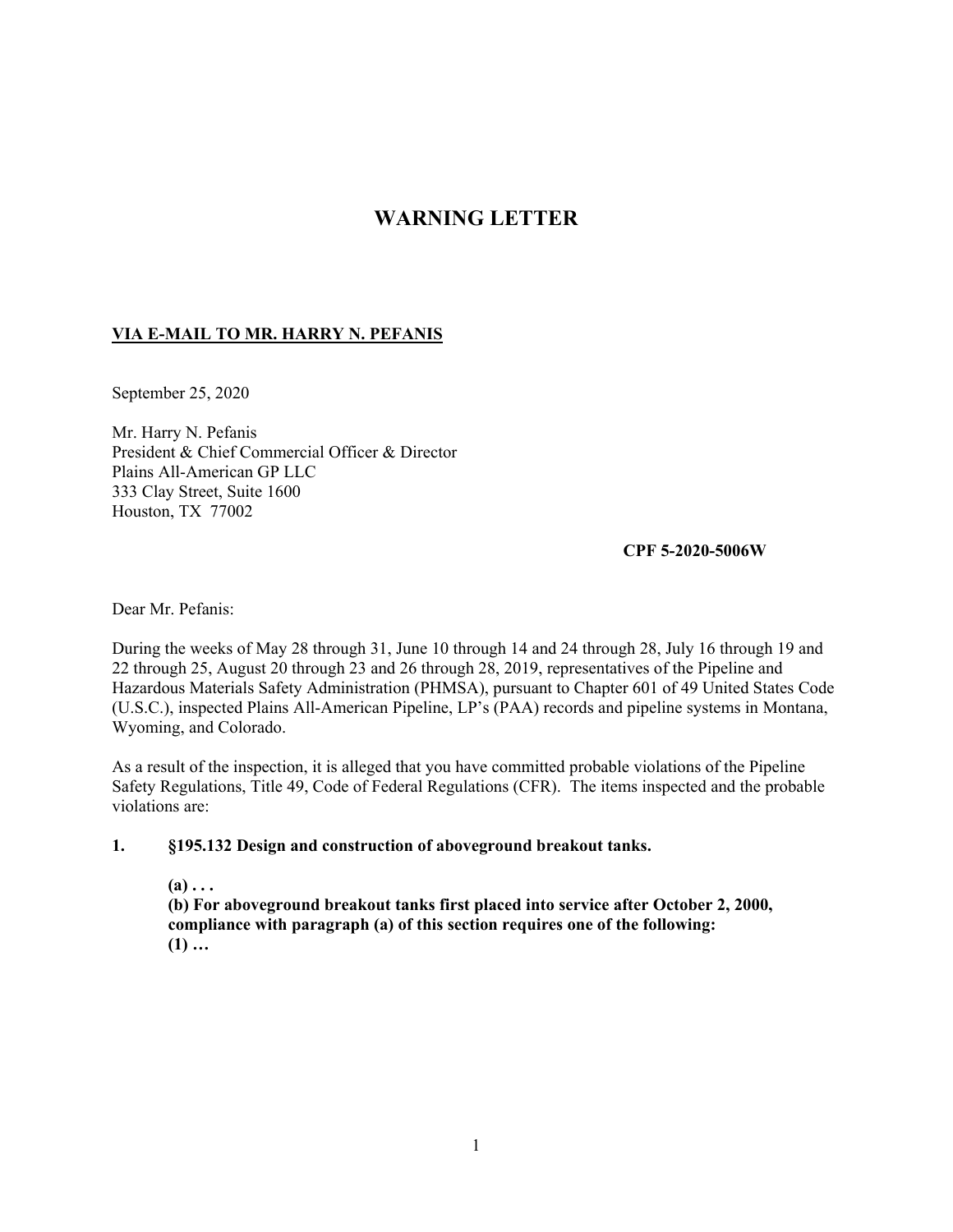# WARNING LETTER

**VIA E-MAIL TO MR. HARRY N. PEFANIS**

September 25, 2020

Mr. Harry N. Pefanis
President & Chief Commercial Officer & Director
Plains All-American GP LLC
333 Clay Street, Suite 1600
Houston, TX 77002

**CPF 5-2020-5006W**

Dear Mr. Pefanis:

During the weeks of May 28 through 31, June 10 through 14 and 24 through 28, July 16 through 19 and 22 through 25, August 20 through 23 and 26 through 28, 2019, representatives of the Pipeline and Hazardous Materials Safety Administration (PHMSA), pursuant to Chapter 601 of 49 United States Code (U.S.C.), inspected Plains All-American Pipeline, LP's (PAA) records and pipeline systems in Montana, Wyoming, and Colorado.

As a result of the inspection, it is alleged that you have committed probable violations of the Pipeline Safety Regulations, Title 49, Code of Federal Regulations (CFR). The items inspected and the probable violations are:

**1. §195.132 Design and construction of aboveground breakout tanks.**

> **(a) . . .**
> **(b) For aboveground breakout tanks first placed into service after October 2, 2000, compliance with paragraph (a) of this section requires one of the following:**
> **(1) …**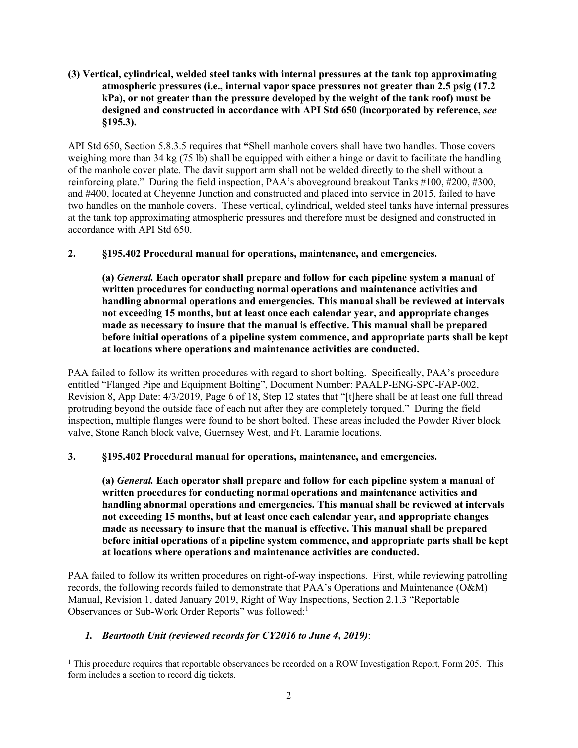**(3) Vertical, cylindrical, welded steel tanks with internal pressures at the tank top approximating atmospheric pressures (i.e., internal vapor space pressures not greater than 2.5 psig (17.2 kPa), or not greater than the pressure developed by the weight of the tank roof) must be designed and constructed in accordance with API Std 650 (incorporated by reference, *see* §195.3).**

API Std 650, Section 5.8.3.5 requires that **"**Shell manhole covers shall have two handles. Those covers weighing more than 34 kg (75 lb) shall be equipped with either a hinge or davit to facilitate the handling of the manhole cover plate. The davit support arm shall not be welded directly to the shell without a reinforcing plate." During the field inspection, PAA's aboveground breakout Tanks #100, #200, #300, and #400, located at Cheyenne Junction and constructed and placed into service in 2015, failed to have two handles on the manhole covers. These vertical, cylindrical, welded steel tanks have internal pressures at the tank top approximating atmospheric pressures and therefore must be designed and constructed in accordance with API Std 650.

**2. §195.402 Procedural manual for operations, maintenance, and emergencies.**

**(a) *General.* Each operator shall prepare and follow for each pipeline system a manual of written procedures for conducting normal operations and maintenance activities and handling abnormal operations and emergencies. This manual shall be reviewed at intervals not exceeding 15 months, but at least once each calendar year, and appropriate changes made as necessary to insure that the manual is effective. This manual shall be prepared before initial operations of a pipeline system commence, and appropriate parts shall be kept at locations where operations and maintenance activities are conducted.**

PAA failed to follow its written procedures with regard to short bolting. Specifically, PAA's procedure entitled "Flanged Pipe and Equipment Bolting", Document Number: PAALP-ENG-SPC-FAP-002, Revision 8, App Date: 4/3/2019, Page 6 of 18, Step 12 states that "[t]here shall be at least one full thread protruding beyond the outside face of each nut after they are completely torqued." During the field inspection, multiple flanges were found to be short bolted. These areas included the Powder River block valve, Stone Ranch block valve, Guernsey West, and Ft. Laramie locations.

**3. §195.402 Procedural manual for operations, maintenance, and emergencies.**

**(a) *General.* Each operator shall prepare and follow for each pipeline system a manual of written procedures for conducting normal operations and maintenance activities and handling abnormal operations and emergencies. This manual shall be reviewed at intervals not exceeding 15 months, but at least once each calendar year, and appropriate changes made as necessary to insure that the manual is effective. This manual shall be prepared before initial operations of a pipeline system commence, and appropriate parts shall be kept at locations where operations and maintenance activities are conducted.**

PAA failed to follow its written procedures on right-of-way inspections. First, while reviewing patrolling records, the following records failed to demonstrate that PAA's Operations and Maintenance (O&M) Manual, Revision 1, dated January 2019, Right of Way Inspections, Section 2.1.3 "Reportable Observances or Sub-Work Order Reports" was followed:[1]

***1. Beartooth Unit (reviewed records for CY2016 to June 4, 2019)***:

[1] This procedure requires that reportable observances be recorded on a ROW Investigation Report, Form 205. This form includes a section to record dig tickets.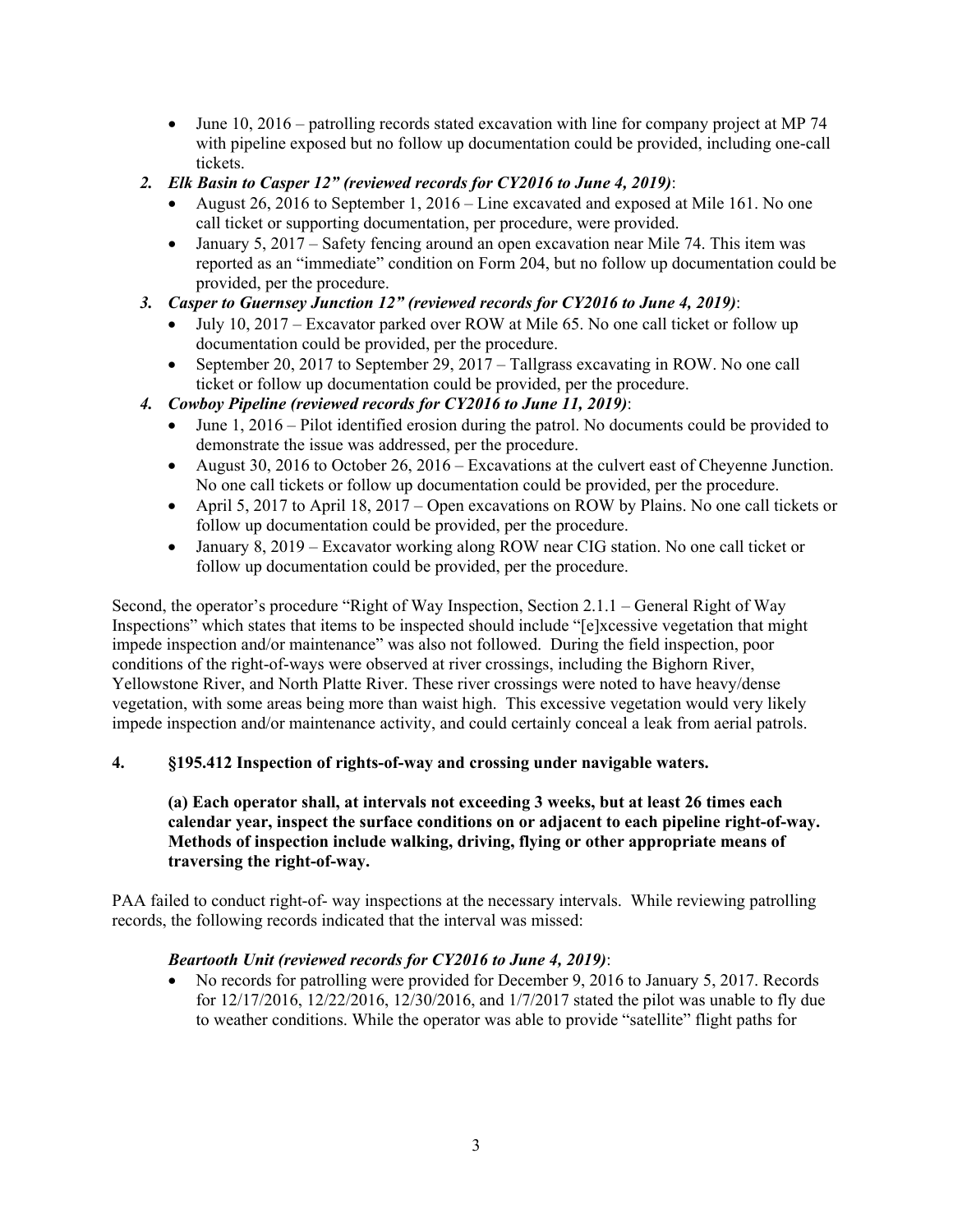- June 10, 2016 – patrolling records stated excavation with line for company project at MP 74 with pipeline exposed but no follow up documentation could be provided, including one-call tickets.

2. ***Elk Basin to Casper 12" (reviewed records for CY2016 to June 4, 2019)***:
   - August 26, 2016 to September 1, 2016 – Line excavated and exposed at Mile 161. No one call ticket or supporting documentation, per procedure, were provided.
   - January 5, 2017 – Safety fencing around an open excavation near Mile 74. This item was reported as an "immediate" condition on Form 204, but no follow up documentation could be provided, per the procedure.
3. ***Casper to Guernsey Junction 12" (reviewed records for CY2016 to June 4, 2019)***:
   - July 10, 2017 – Excavator parked over ROW at Mile 65. No one call ticket or follow up documentation could be provided, per the procedure.
   - September 20, 2017 to September 29, 2017 – Tallgrass excavating in ROW. No one call ticket or follow up documentation could be provided, per the procedure.
4. ***Cowboy Pipeline (reviewed records for CY2016 to June 11, 2019)***:
   - June 1, 2016 – Pilot identified erosion during the patrol. No documents could be provided to demonstrate the issue was addressed, per the procedure.
   - August 30, 2016 to October 26, 2016 – Excavations at the culvert east of Cheyenne Junction. No one call tickets or follow up documentation could be provided, per the procedure.
   - April 5, 2017 to April 18, 2017 – Open excavations on ROW by Plains. No one call tickets or follow up documentation could be provided, per the procedure.
   - January 8, 2019 – Excavator working along ROW near CIG station. No one call ticket or follow up documentation could be provided, per the procedure.

Second, the operator's procedure "Right of Way Inspection, Section 2.1.1 – General Right of Way Inspections" which states that items to be inspected should include "[e]xcessive vegetation that might impede inspection and/or maintenance" was also not followed. During the field inspection, poor conditions of the right-of-ways were observed at river crossings, including the Bighorn River, Yellowstone River, and North Platte River. These river crossings were noted to have heavy/dense vegetation, with some areas being more than waist high. This excessive vegetation would very likely impede inspection and/or maintenance activity, and could certainly conceal a leak from aerial patrols.

**4. §195.412 Inspection of rights-of-way and crossing under navigable waters.**

**(a) Each operator shall, at intervals not exceeding 3 weeks, but at least 26 times each calendar year, inspect the surface conditions on or adjacent to each pipeline right-of-way. Methods of inspection include walking, driving, flying or other appropriate means of traversing the right-of-way.**

PAA failed to conduct right-of- way inspections at the necessary intervals. While reviewing patrolling records, the following records indicated that the interval was missed:

***Beartooth Unit (reviewed records for CY2016 to June 4, 2019)***:

- No records for patrolling were provided for December 9, 2016 to January 5, 2017. Records for 12/17/2016, 12/22/2016, 12/30/2016, and 1/7/2017 stated the pilot was unable to fly due to weather conditions. While the operator was able to provide "satellite" flight paths for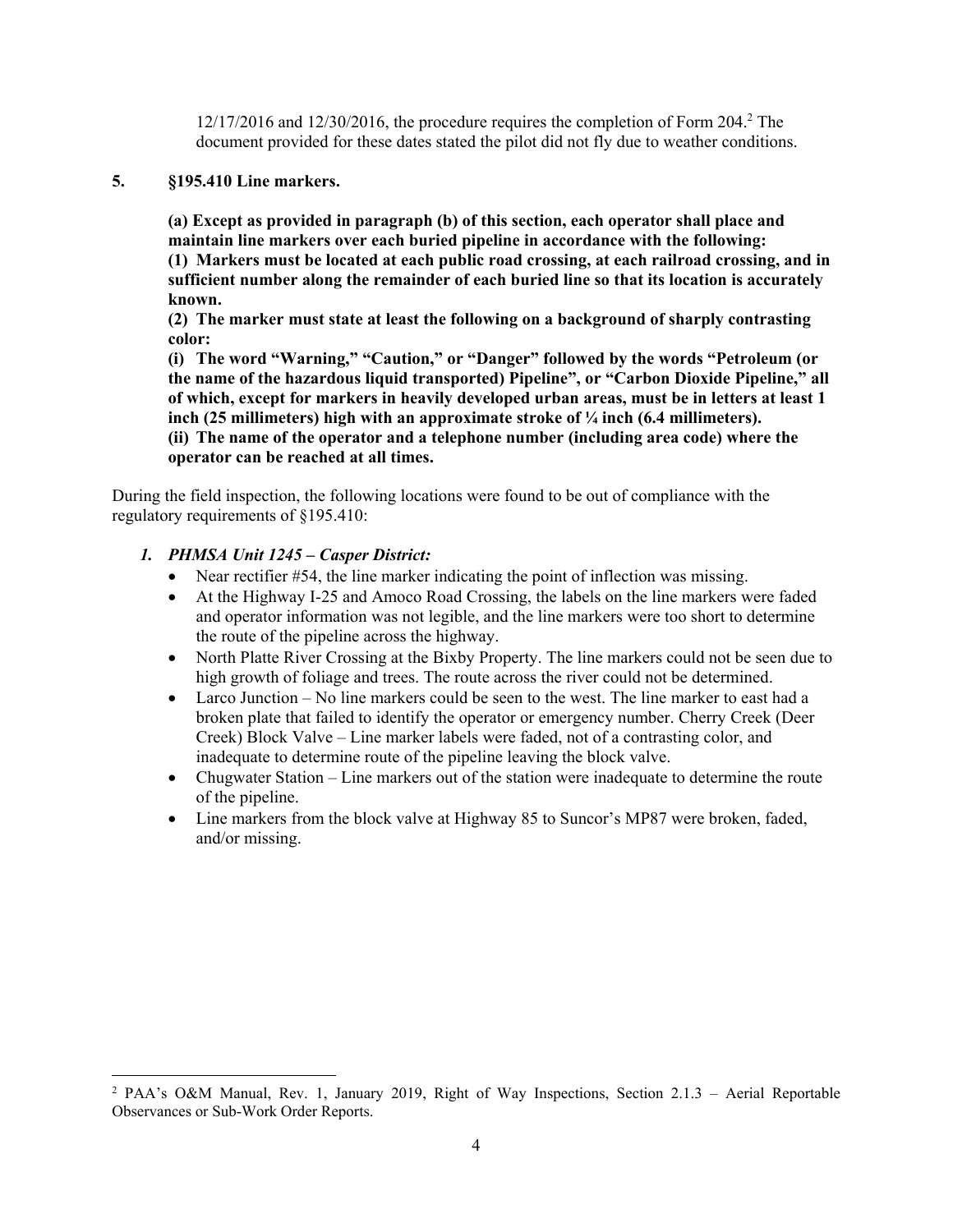12/17/2016 and 12/30/2016, the procedure requires the completion of Form 204.[2] The document provided for these dates stated the pilot did not fly due to weather conditions.

**5. §195.410 Line markers.**

**(a) Except as provided in paragraph (b) of this section, each operator shall place and maintain line markers over each buried pipeline in accordance with the following:**
**(1) Markers must be located at each public road crossing, at each railroad crossing, and in sufficient number along the remainder of each buried line so that its location is accurately known.**
**(2) The marker must state at least the following on a background of sharply contrasting color:**
**(i) The word "Warning," "Caution," or "Danger" followed by the words "Petroleum (or the name of the hazardous liquid transported) Pipeline", or "Carbon Dioxide Pipeline," all of which, except for markers in heavily developed urban areas, must be in letters at least 1 inch (25 millimeters) high with an approximate stroke of ¼ inch (6.4 millimeters).**
**(ii) The name of the operator and a telephone number (including area code) where the operator can be reached at all times.**

During the field inspection, the following locations were found to be out of compliance with the regulatory requirements of §195.410:

1. ***PHMSA Unit 1245 – Casper District:***
   - Near rectifier #54, the line marker indicating the point of inflection was missing.
   - At the Highway I-25 and Amoco Road Crossing, the labels on the line markers were faded and operator information was not legible, and the line markers were too short to determine the route of the pipeline across the highway.
   - North Platte River Crossing at the Bixby Property. The line markers could not be seen due to high growth of foliage and trees. The route across the river could not be determined.
   - Larco Junction – No line markers could be seen to the west. The line marker to east had a broken plate that failed to identify the operator or emergency number. Cherry Creek (Deer Creek) Block Valve – Line marker labels were faded, not of a contrasting color, and inadequate to determine route of the pipeline leaving the block valve.
   - Chugwater Station – Line markers out of the station were inadequate to determine the route of the pipeline.
   - Line markers from the block valve at Highway 85 to Suncor's MP87 were broken, faded, and/or missing.

---

[2] PAA's O&M Manual, Rev. 1, January 2019, Right of Way Inspections, Section 2.1.3 – Aerial Reportable Observances or Sub-Work Order Reports.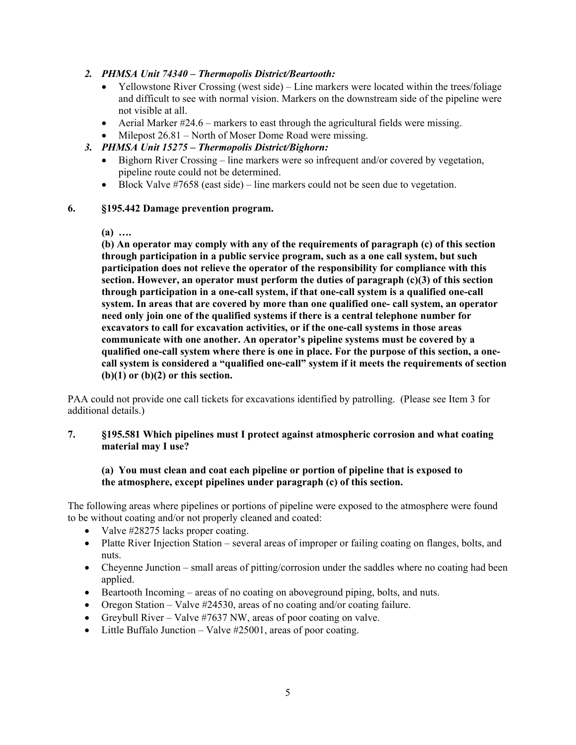2. ***PHMSA Unit 74340 – Thermopolis District/Beartooth:***
   - Yellowstone River Crossing (west side) – Line markers were located within the trees/foliage and difficult to see with normal vision. Markers on the downstream side of the pipeline were not visible at all.
   - Aerial Marker #24.6 – markers to east through the agricultural fields were missing.
   - Milepost 26.81 – North of Moser Dome Road were missing.
3. ***PHMSA Unit 15275 – Thermopolis District/Bighorn:***
   - Bighorn River Crossing – line markers were so infrequent and/or covered by vegetation, pipeline route could not be determined.
   - Block Valve #7658 (east side) – line markers could not be seen due to vegetation.

**6. §195.442 Damage prevention program.**

**(a) ….**

**(b) An operator may comply with any of the requirements of paragraph (c) of this section through participation in a public service program, such as a one call system, but such participation does not relieve the operator of the responsibility for compliance with this section. However, an operator must perform the duties of paragraph (c)(3) of this section through participation in a one-call system, if that one-call system is a qualified one-call system. In areas that are covered by more than one qualified one- call system, an operator need only join one of the qualified systems if there is a central telephone number for excavators to call for excavation activities, or if the one-call systems in those areas communicate with one another. An operator's pipeline systems must be covered by a qualified one-call system where there is one in place. For the purpose of this section, a one-call system is considered a "qualified one-call" system if it meets the requirements of section (b)(1) or (b)(2) or this section.**

PAA could not provide one call tickets for excavations identified by patrolling. (Please see Item 3 for additional details.)

**7. §195.581 Which pipelines must I protect against atmospheric corrosion and what coating material may I use?**

**(a) You must clean and coat each pipeline or portion of pipeline that is exposed to the atmosphere, except pipelines under paragraph (c) of this section.**

The following areas where pipelines or portions of pipeline were exposed to the atmosphere were found to be without coating and/or not properly cleaned and coated:

- Valve #28275 lacks proper coating.
- Platte River Injection Station – several areas of improper or failing coating on flanges, bolts, and nuts.
- Cheyenne Junction – small areas of pitting/corrosion under the saddles where no coating had been applied.
- Beartooth Incoming – areas of no coating on aboveground piping, bolts, and nuts.
- Oregon Station – Valve #24530, areas of no coating and/or coating failure.
- Greybull River – Valve #7637 NW, areas of poor coating on valve.
- Little Buffalo Junction – Valve #25001, areas of poor coating.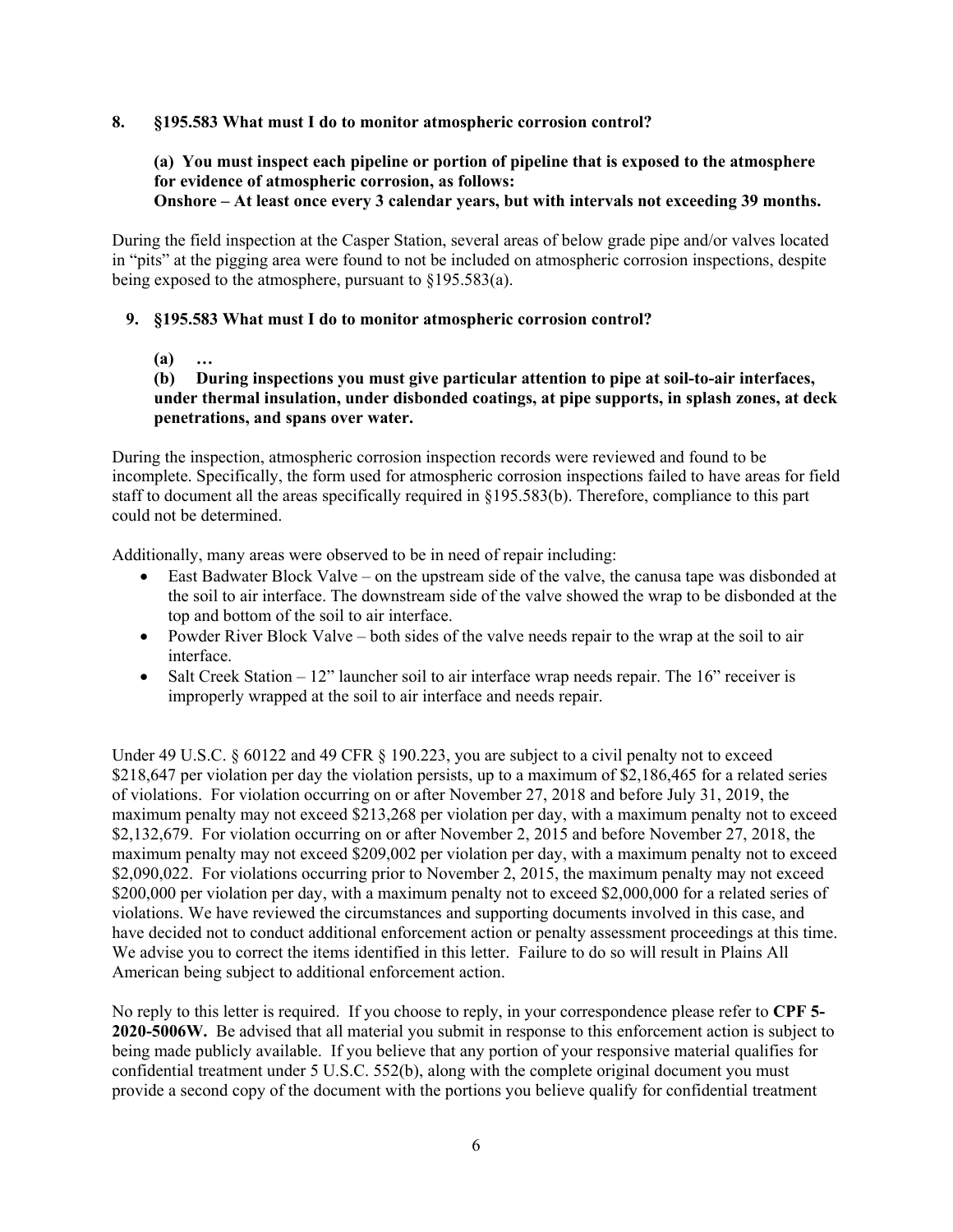**8. §195.583 What must I do to monitor atmospheric corrosion control?**

**(a) You must inspect each pipeline or portion of pipeline that is exposed to the atmosphere for evidence of atmospheric corrosion, as follows:**
**Onshore – At least once every 3 calendar years, but with intervals not exceeding 39 months.**

During the field inspection at the Casper Station, several areas of below grade pipe and/or valves located in "pits" at the pigging area were found to not be included on atmospheric corrosion inspections, despite being exposed to the atmosphere, pursuant to §195.583(a).

**9. §195.583 What must I do to monitor atmospheric corrosion control?**

**(a) …**
**(b) During inspections you must give particular attention to pipe at soil-to-air interfaces, under thermal insulation, under disbonded coatings, at pipe supports, in splash zones, at deck penetrations, and spans over water.**

During the inspection, atmospheric corrosion inspection records were reviewed and found to be incomplete. Specifically, the form used for atmospheric corrosion inspections failed to have areas for field staff to document all the areas specifically required in §195.583(b). Therefore, compliance to this part could not be determined.

Additionally, many areas were observed to be in need of repair including:

- East Badwater Block Valve – on the upstream side of the valve, the canusa tape was disbonded at the soil to air interface. The downstream side of the valve showed the wrap to be disbonded at the top and bottom of the soil to air interface.
- Powder River Block Valve – both sides of the valve needs repair to the wrap at the soil to air interface.
- Salt Creek Station – 12" launcher soil to air interface wrap needs repair. The 16" receiver is improperly wrapped at the soil to air interface and needs repair.

Under 49 U.S.C. § 60122 and 49 CFR § 190.223, you are subject to a civil penalty not to exceed $218,647 per violation per day the violation persists, up to a maximum of $2,186,465 for a related series of violations. For violation occurring on or after November 27, 2018 and before July 31, 2019, the maximum penalty may not exceed $213,268 per violation per day, with a maximum penalty not to exceed $2,132,679. For violation occurring on or after November 2, 2015 and before November 27, 2018, the maximum penalty may not exceed $209,002 per violation per day, with a maximum penalty not to exceed $2,090,022. For violations occurring prior to November 2, 2015, the maximum penalty may not exceed $200,000 per violation per day, with a maximum penalty not to exceed $2,000,000 for a related series of violations. We have reviewed the circumstances and supporting documents involved in this case, and have decided not to conduct additional enforcement action or penalty assessment proceedings at this time. We advise you to correct the items identified in this letter. Failure to do so will result in Plains All American being subject to additional enforcement action.

No reply to this letter is required. If you choose to reply, in your correspondence please refer to **CPF 5-2020-5006W.** Be advised that all material you submit in response to this enforcement action is subject to being made publicly available. If you believe that any portion of your responsive material qualifies for confidential treatment under 5 U.S.C. 552(b), along with the complete original document you must provide a second copy of the document with the portions you believe qualify for confidential treatment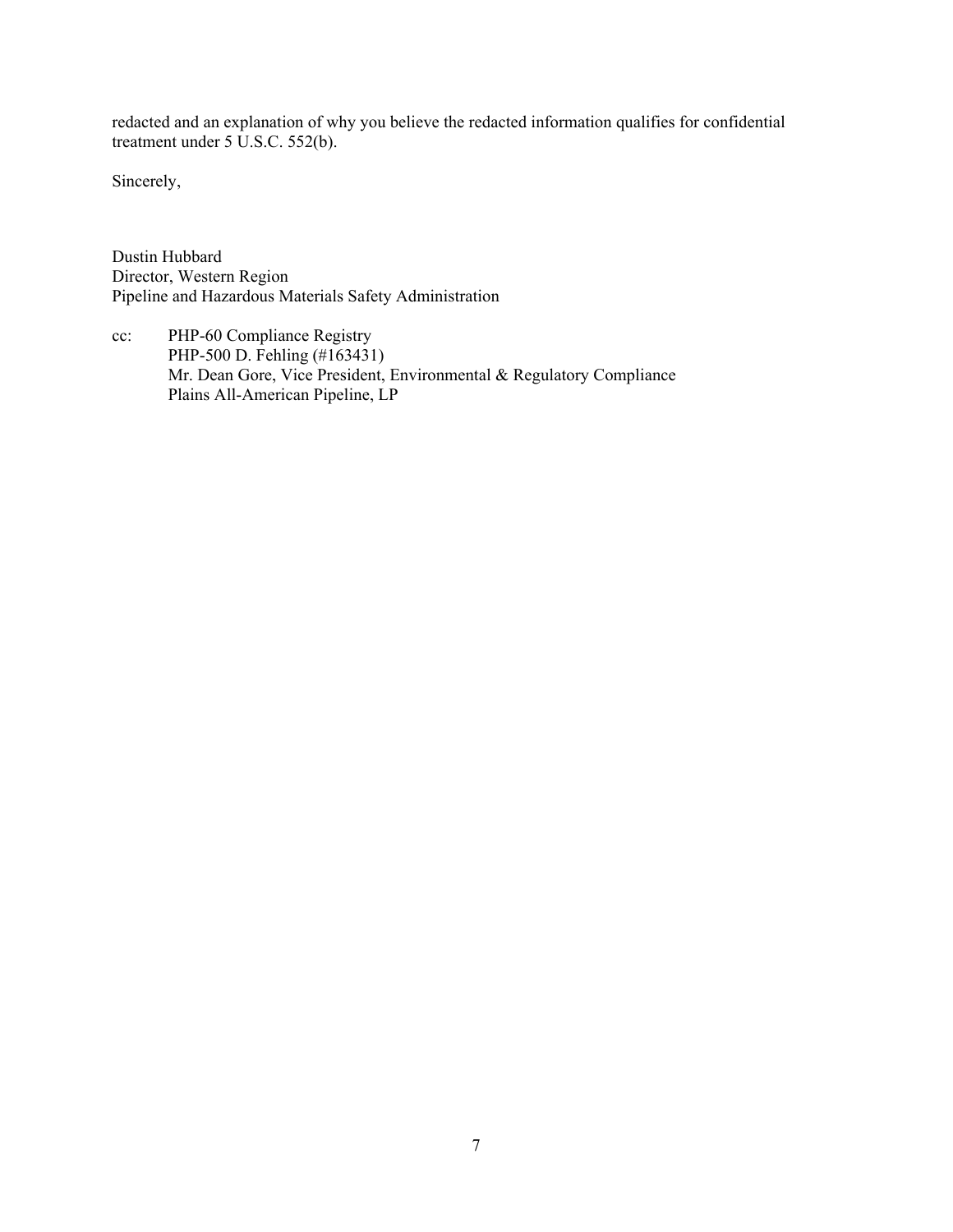redacted and an explanation of why you believe the redacted information qualifies for confidential treatment under 5 U.S.C. 552(b).

Sincerely,

Dustin Hubbard
Director, Western Region
Pipeline and Hazardous Materials Safety Administration

cc: PHP-60 Compliance Registry
PHP-500 D. Fehling (#163431)
Mr. Dean Gore, Vice President, Environmental & Regulatory Compliance
Plains All-American Pipeline, LP